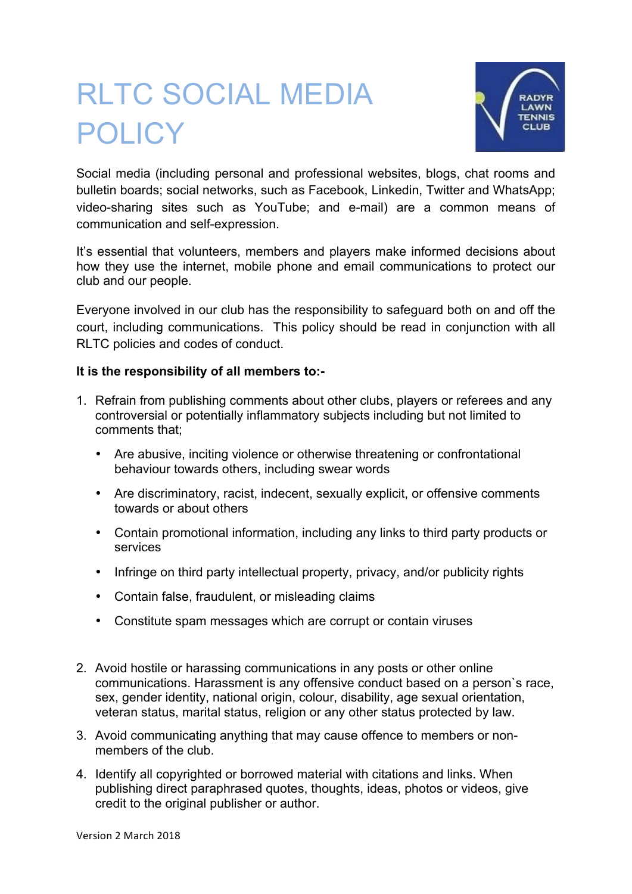# RLTC SOCIAL MEDIA POLICY

Social media (including personal and professional websites, blogs, chat rooms and bulletin boards; social networks, such as Facebook, Linkedin, Twitter and WhatsApp; video-sharing sites such as YouTube; and e-mail) are a common means of communication and self-expression.

It's essential that volunteers, members and players make informed decisions about how they use the internet, mobile phone and email communications to protect our club and our people.

Everyone involved in our club has the responsibility to safeguard both on and off the court, including communications. This policy should be read in conjunction with all RLTC policies and codes of conduct.

**It is the responsibility of all members to:-**

1. Refrain from publishing comments about other clubs, players or referees and any controversial or potentially inflammatory subjects including but not limited to comments that;
   - Are abusive, inciting violence or otherwise threatening or confrontational behaviour towards others, including swear words
   - Are discriminatory, racist, indecent, sexually explicit, or offensive comments towards or about others
   - Contain promotional information, including any links to third party products or services
   - Infringe on third party intellectual property, privacy, and/or publicity rights
   - Contain false, fraudulent, or misleading claims
   - Constitute spam messages which are corrupt or contain viruses
2. Avoid hostile or harassing communications in any posts or other online communications. Harassment is any offensive conduct based on a person`s race, sex, gender identity, national origin, colour, disability, age sexual orientation, veteran status, marital status, religion or any other status protected by law.
3. Avoid communicating anything that may cause offence to members or non-members of the club.
4. Identify all copyrighted or borrowed material with citations and links. When publishing direct paraphrased quotes, thoughts, ideas, photos or videos, give credit to the original publisher or author.

Version 2 March 2018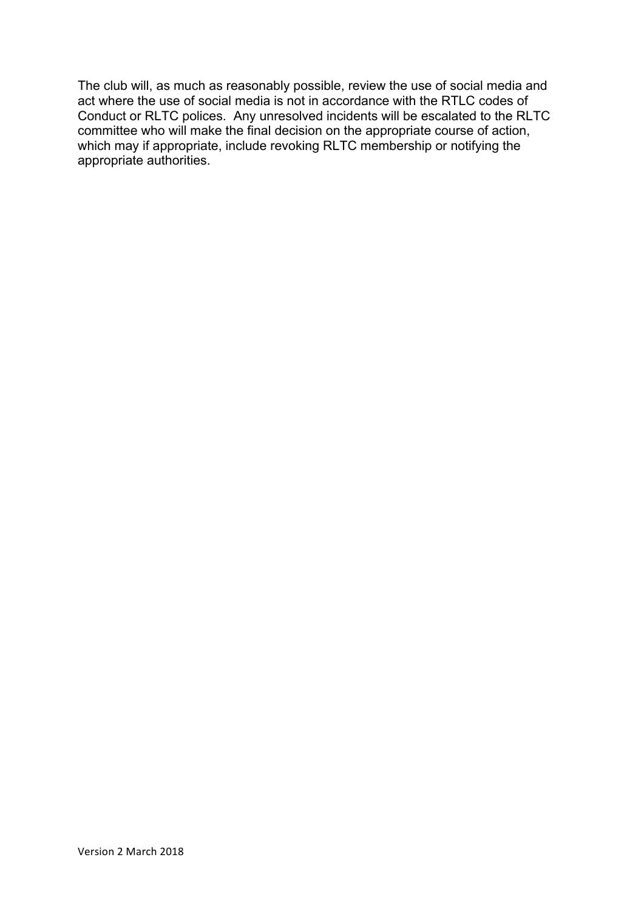The club will, as much as reasonably possible, review the use of social media and act where the use of social media is not in accordance with the RTLC codes of Conduct or RLTC polices. Any unresolved incidents will be escalated to the RLTC committee who will make the final decision on the appropriate course of action, which may if appropriate, include revoking RLTC membership or notifying the appropriate authorities.

Version 2 March 2018